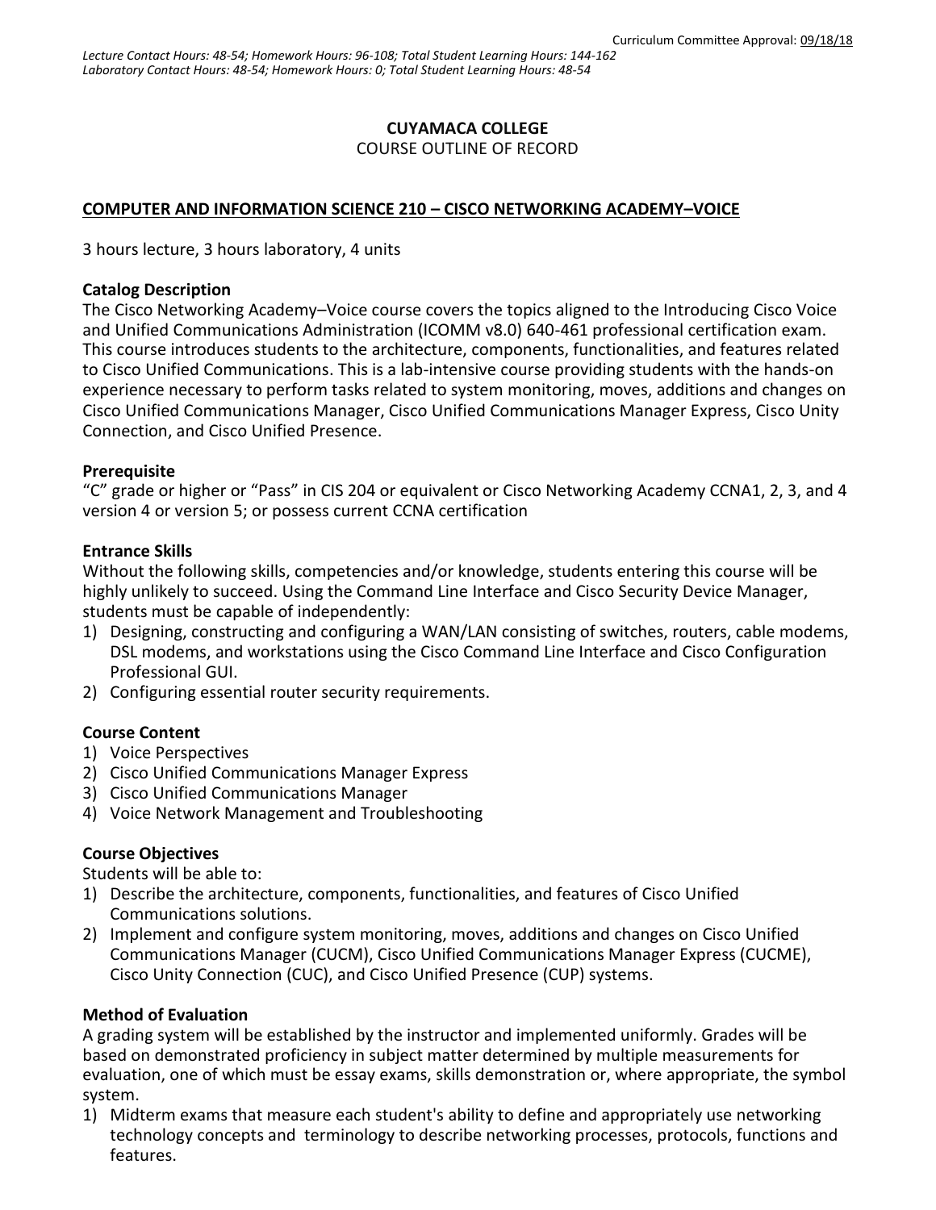Curriculum Committee Approval: 09/18/18

*Lecture Contact Hours: 48-54; Homework Hours: 96-108; Total Student Learning Hours: 144-162*
*Laboratory Contact Hours: 48-54; Homework Hours: 0; Total Student Learning Hours: 48-54*

**CUYAMACA COLLEGE**

COURSE OUTLINE OF RECORD

**COMPUTER AND INFORMATION SCIENCE 210 – CISCO NETWORKING ACADEMY–VOICE**

3 hours lecture, 3 hours laboratory, 4 units

**Catalog Description**

The Cisco Networking Academy–Voice course covers the topics aligned to the Introducing Cisco Voice and Unified Communications Administration (ICOMM v8.0) 640-461 professional certification exam. This course introduces students to the architecture, components, functionalities, and features related to Cisco Unified Communications. This is a lab-intensive course providing students with the hands-on experience necessary to perform tasks related to system monitoring, moves, additions and changes on Cisco Unified Communications Manager, Cisco Unified Communications Manager Express, Cisco Unity Connection, and Cisco Unified Presence.

**Prerequisite**

"C" grade or higher or "Pass" in CIS 204 or equivalent or Cisco Networking Academy CCNA1, 2, 3, and 4 version 4 or version 5; or possess current CCNA certification

**Entrance Skills**

Without the following skills, competencies and/or knowledge, students entering this course will be highly unlikely to succeed. Using the Command Line Interface and Cisco Security Device Manager, students must be capable of independently:

1) Designing, constructing and configuring a WAN/LAN consisting of switches, routers, cable modems, DSL modems, and workstations using the Cisco Command Line Interface and Cisco Configuration Professional GUI.
2) Configuring essential router security requirements.

**Course Content**

1) Voice Perspectives
2) Cisco Unified Communications Manager Express
3) Cisco Unified Communications Manager
4) Voice Network Management and Troubleshooting

**Course Objectives**

Students will be able to:

1) Describe the architecture, components, functionalities, and features of Cisco Unified Communications solutions.
2) Implement and configure system monitoring, moves, additions and changes on Cisco Unified Communications Manager (CUCM), Cisco Unified Communications Manager Express (CUCME), Cisco Unity Connection (CUC), and Cisco Unified Presence (CUP) systems.

**Method of Evaluation**

A grading system will be established by the instructor and implemented uniformly. Grades will be based on demonstrated proficiency in subject matter determined by multiple measurements for evaluation, one of which must be essay exams, skills demonstration or, where appropriate, the symbol system.

1) Midterm exams that measure each student's ability to define and appropriately use networking technology concepts and terminology to describe networking processes, protocols, functions and features.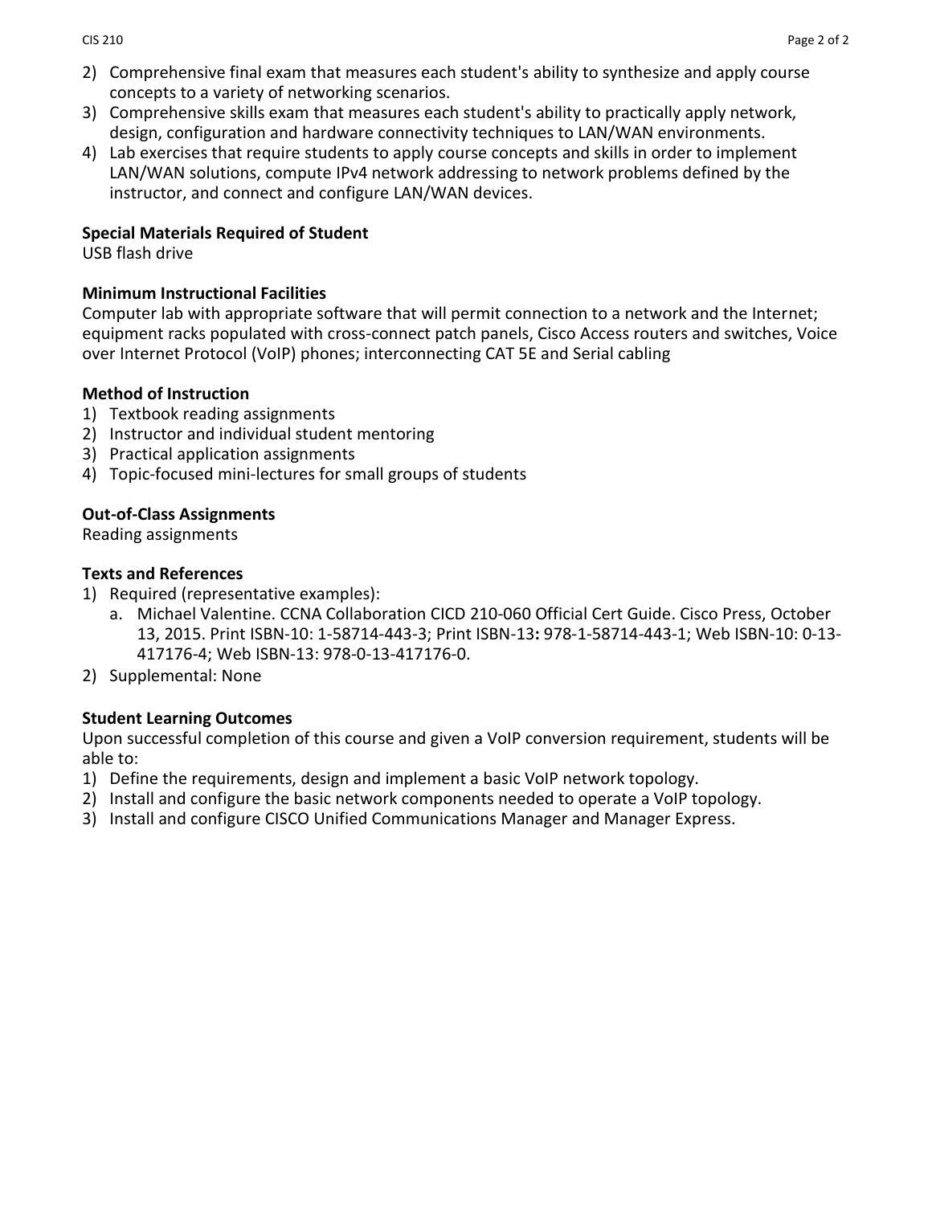2) Comprehensive final exam that measures each student's ability to synthesize and apply course concepts to a variety of networking scenarios.
3) Comprehensive skills exam that measures each student's ability to practically apply network, design, configuration and hardware connectivity techniques to LAN/WAN environments.
4) Lab exercises that require students to apply course concepts and skills in order to implement LAN/WAN solutions, compute IPv4 network addressing to network problems defined by the instructor, and connect and configure LAN/WAN devices.

**Special Materials Required of Student**

USB flash drive

**Minimum Instructional Facilities**

Computer lab with appropriate software that will permit connection to a network and the Internet; equipment racks populated with cross-connect patch panels, Cisco Access routers and switches, Voice over Internet Protocol (VoIP) phones; interconnecting CAT 5E and Serial cabling

**Method of Instruction**

1) Textbook reading assignments
2) Instructor and individual student mentoring
3) Practical application assignments
4) Topic-focused mini-lectures for small groups of students

**Out-of-Class Assignments**

Reading assignments

**Texts and References**

1) Required (representative examples):
   a. Michael Valentine. CCNA Collaboration CICD 210-060 Official Cert Guide. Cisco Press, October 13, 2015. Print ISBN-10: 1-58714-443-3; Print ISBN-13**:** 978-1-58714-443-1; Web ISBN-10: 0-13-417176-4; Web ISBN-13: 978-0-13-417176-0.
2) Supplemental: None

**Student Learning Outcomes**

Upon successful completion of this course and given a VoIP conversion requirement, students will be able to:

1) Define the requirements, design and implement a basic VoIP network topology.
2) Install and configure the basic network components needed to operate a VoIP topology.
3) Install and configure CISCO Unified Communications Manager and Manager Express.